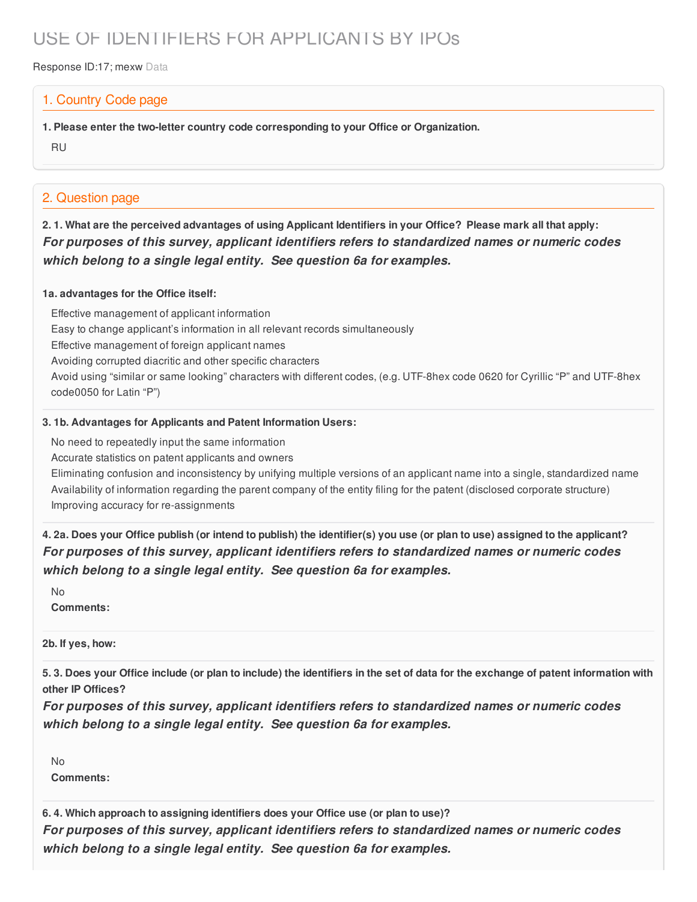# USE OF IDENTIFIERS FOR APPLICANTS BY IPOs

Response ID:17; mexw Data

## 1. Country Code page

**1. Please enter the two-letter country code corresponding to your Office or Organization.**

RU

## 2. Question page

**2. 1. What are the perceived advantages of using Applicant Identifiers in your Office? Please mark all that apply:**

***For purposes of this survey, applicant identifiers refers to standardized names or numeric codes which belong to a single legal entity. See question 6a for examples.***

**1a. advantages for the Office itself:**

Effective management of applicant information
Easy to change applicant's information in all relevant records simultaneously
Effective management of foreign applicant names
Avoiding corrupted diacritic and other specific characters
Avoid using "similar or same looking" characters with different codes, (e.g. UTF-8hex code 0620 for Cyrillic "P" and UTF-8hex code0050 for Latin "P")

**3. 1b. Advantages for Applicants and Patent Information Users:**

No need to repeatedly input the same information
Accurate statistics on patent applicants and owners
Eliminating confusion and inconsistency by unifying multiple versions of an applicant name into a single, standardized name
Availability of information regarding the parent company of the entity filing for the patent (disclosed corporate structure)
Improving accuracy for re-assignments

**4. 2a. Does your Office publish (or intend to publish) the identifier(s) you use (or plan to use) assigned to the applicant?**

***For purposes of this survey, applicant identifiers refers to standardized names or numeric codes which belong to a single legal entity. See question 6a for examples.***

No

**Comments:**

**2b. If yes, how:**

**5. 3. Does your Office include (or plan to include) the identifiers in the set of data for the exchange of patent information with other IP Offices?**

***For purposes of this survey, applicant identifiers refers to standardized names or numeric codes which belong to a single legal entity. See question 6a for examples.***

No

**Comments:**

**6. 4. Which approach to assigning identifiers does your Office use (or plan to use)?**

***For purposes of this survey, applicant identifiers refers to standardized names or numeric codes which belong to a single legal entity. See question 6a for examples.***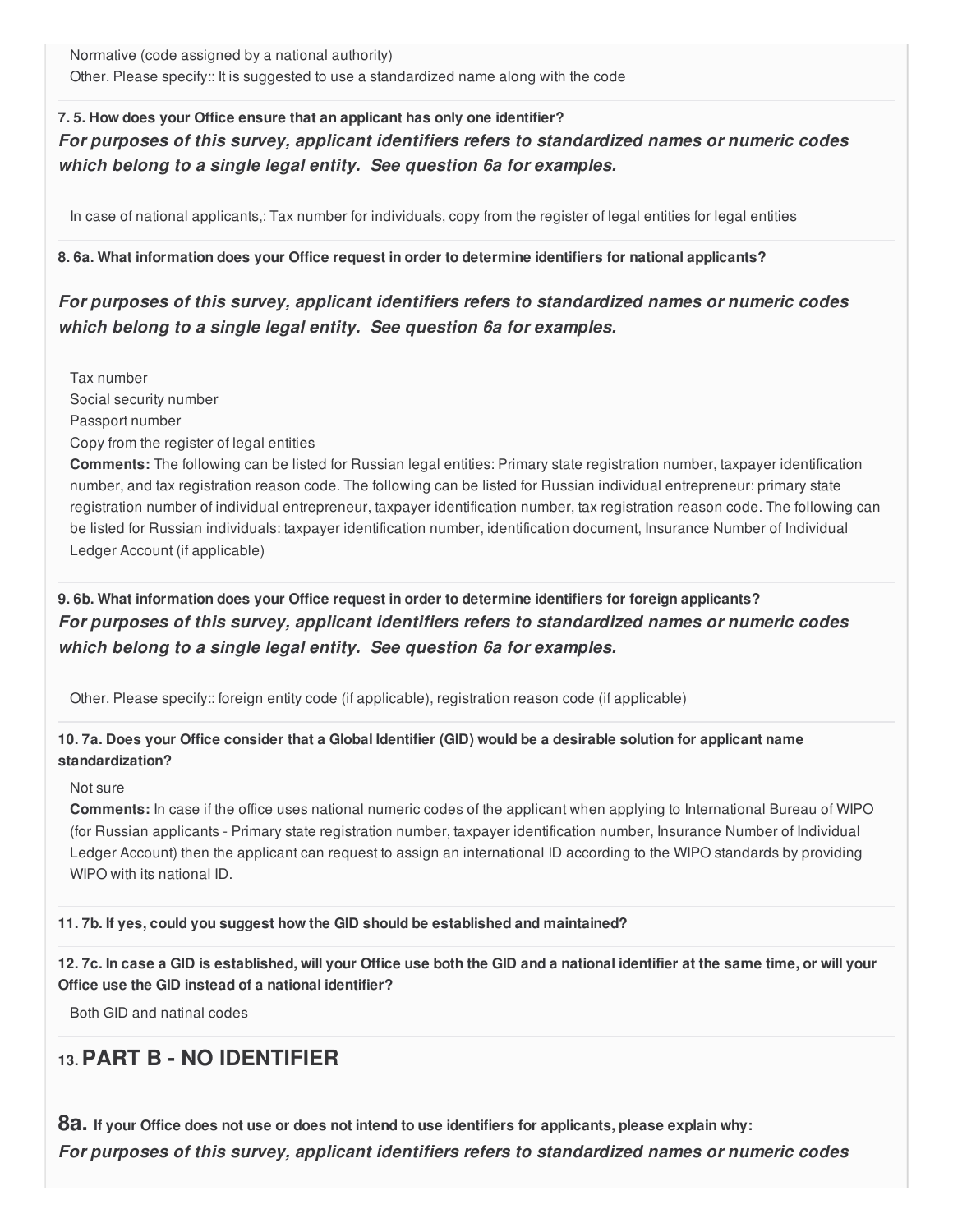Normative (code assigned by a national authority)

Other. Please specify:: It is suggested to use a standardized name along with the code

**7. 5. How does your Office ensure that an applicant has only one identifier?**

***For purposes of this survey, applicant identifiers refers to standardized names or numeric codes which belong to a single legal entity. See question 6a for examples.***

In case of national applicants,: Tax number for individuals, copy from the register of legal entities for legal entities

**8. 6a. What information does your Office request in order to determine identifiers for national applicants?**

***For purposes of this survey, applicant identifiers refers to standardized names or numeric codes which belong to a single legal entity. See question 6a for examples.***

Tax number

Social security number

Passport number

Copy from the register of legal entities

**Comments:** The following can be listed for Russian legal entities: Primary state registration number, taxpayer identification number, and tax registration reason code. The following can be listed for Russian individual entrepreneur: primary state registration number of individual entrepreneur, taxpayer identification number, tax registration reason code. The following can be listed for Russian individuals: taxpayer identification number, identification document, Insurance Number of Individual Ledger Account (if applicable)

**9. 6b. What information does your Office request in order to determine identifiers for foreign applicants?**

***For purposes of this survey, applicant identifiers refers to standardized names or numeric codes which belong to a single legal entity. See question 6a for examples.***

Other. Please specify:: foreign entity code (if applicable), registration reason code (if applicable)

**10. 7a. Does your Office consider that a Global Identifier (GID) would be a desirable solution for applicant name standardization?**

Not sure

**Comments:** In case if the office uses national numeric codes of the applicant when applying to International Bureau of WIPO (for Russian applicants - Primary state registration number, taxpayer identification number, Insurance Number of Individual Ledger Account) then the applicant can request to assign an international ID according to the WIPO standards by providing WIPO with its national ID.

**11. 7b. If yes, could you suggest how the GID should be established and maintained?**

**12. 7c. In case a GID is established, will your Office use both the GID and a national identifier at the same time, or will your Office use the GID instead of a national identifier?**

Both GID and natinal codes

## 13. PART B - NO IDENTIFIER

**8a. If your Office does not use or does not intend to use identifiers for applicants, please explain why:**

***For purposes of this survey, applicant identifiers refers to standardized names or numeric codes***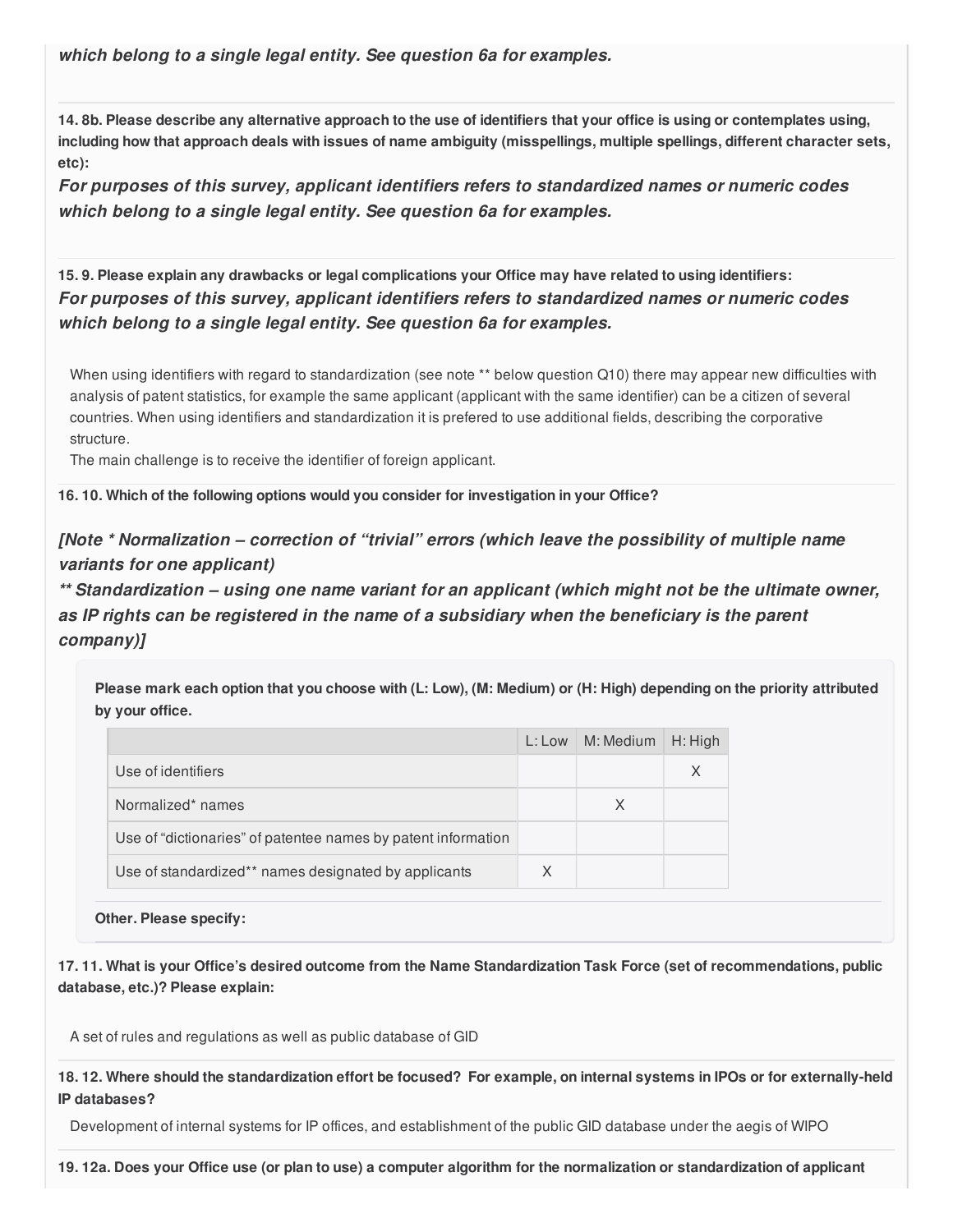***which belong to a single legal entity. See question 6a for examples.***

**14. 8b. Please describe any alternative approach to the use of identifiers that your office is using or contemplates using, including how that approach deals with issues of name ambiguity (misspellings, multiple spellings, different character sets, etc):**

***For purposes of this survey, applicant identifiers refers to standardized names or numeric codes which belong to a single legal entity. See question 6a for examples.***

**15. 9. Please explain any drawbacks or legal complications your Office may have related to using identifiers:**

***For purposes of this survey, applicant identifiers refers to standardized names or numeric codes which belong to a single legal entity. See question 6a for examples.***

When using identifiers with regard to standardization (see note ** below question Q10) there may appear new difficulties with analysis of patent statistics, for example the same applicant (applicant with the same identifier) can be a citizen of several countries. When using identifiers and standardization it is prefered to use additional fields, describing the corporative structure.
The main challenge is to receive the identifier of foreign applicant.

**16. 10. Which of the following options would you consider for investigation in your Office?**

***[Note * Normalization – correction of "trivial" errors (which leave the possibility of multiple name variants for one applicant)***
***** Standardization – using one name variant for an applicant (which might not be the ultimate owner, as IP rights can be registered in the name of a subsidiary when the beneficiary is the parent company)]***

**Please mark each option that you choose with (L: Low), (M: Medium) or (H: High) depending on the priority attributed by your office.**

| | L: Low | M: Medium | H: High |
|---|---|---|---|
| Use of identifiers | | | X |
| Normalized* names | | X | |
| Use of "dictionaries" of patentee names by patent information | | | |
| Use of standardized** names designated by applicants | X | | |

**Other. Please specify:**

**17. 11. What is your Office's desired outcome from the Name Standardization Task Force (set of recommendations, public database, etc.)? Please explain:**

A set of rules and regulations as well as public database of GID

**18. 12. Where should the standardization effort be focused? For example, on internal systems in IPOs or for externally-held IP databases?**

Development of internal systems for IP offices, and establishment of the public GID database under the aegis of WIPO

**19. 12a. Does your Office use (or plan to use) a computer algorithm for the normalization or standardization of applicant**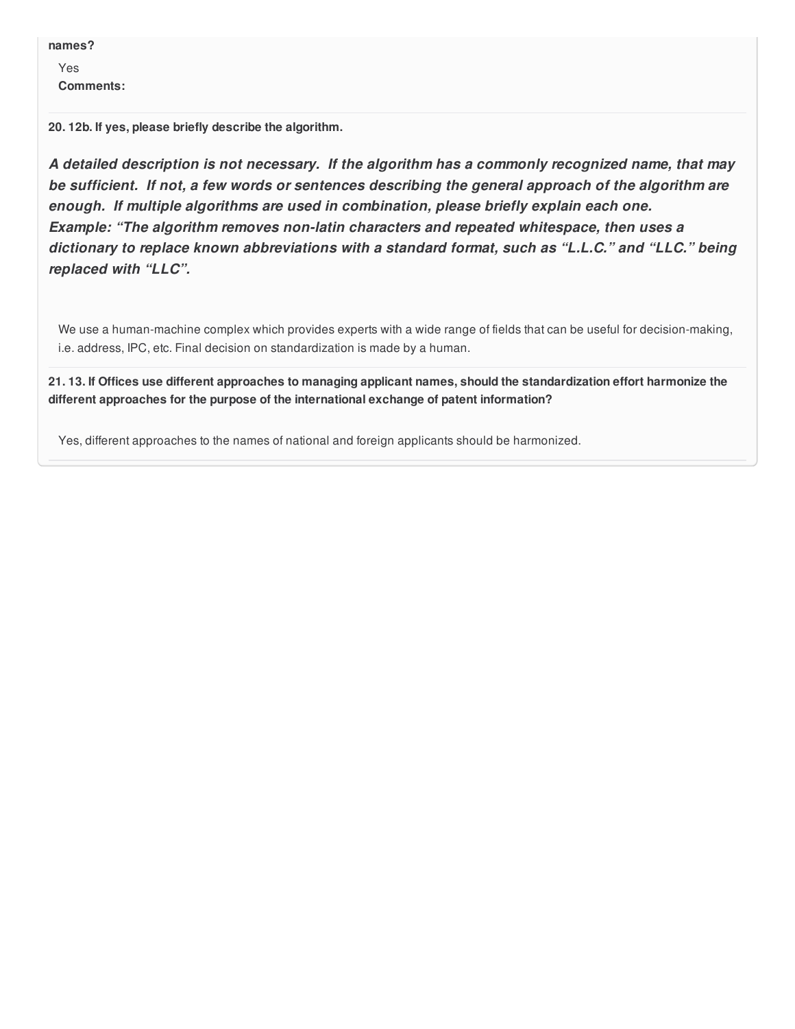**names?**

Yes

**Comments:**

**20. 12b. If yes, please briefly describe the algorithm.**

***A detailed description is not necessary. If the algorithm has a commonly recognized name, that may be sufficient. If not, a few words or sentences describing the general approach of the algorithm are enough. If multiple algorithms are used in combination, please briefly explain each one.***
***Example: "The algorithm removes non-latin characters and repeated whitespace, then uses a dictionary to replace known abbreviations with a standard format, such as "L.L.C." and "LLC." being replaced with "LLC".***

We use a human-machine complex which provides experts with a wide range of fields that can be useful for decision-making, i.e. address, IPC, etc. Final decision on standardization is made by a human.

**21. 13. If Offices use different approaches to managing applicant names, should the standardization effort harmonize the different approaches for the purpose of the international exchange of patent information?**

Yes, different approaches to the names of national and foreign applicants should be harmonized.